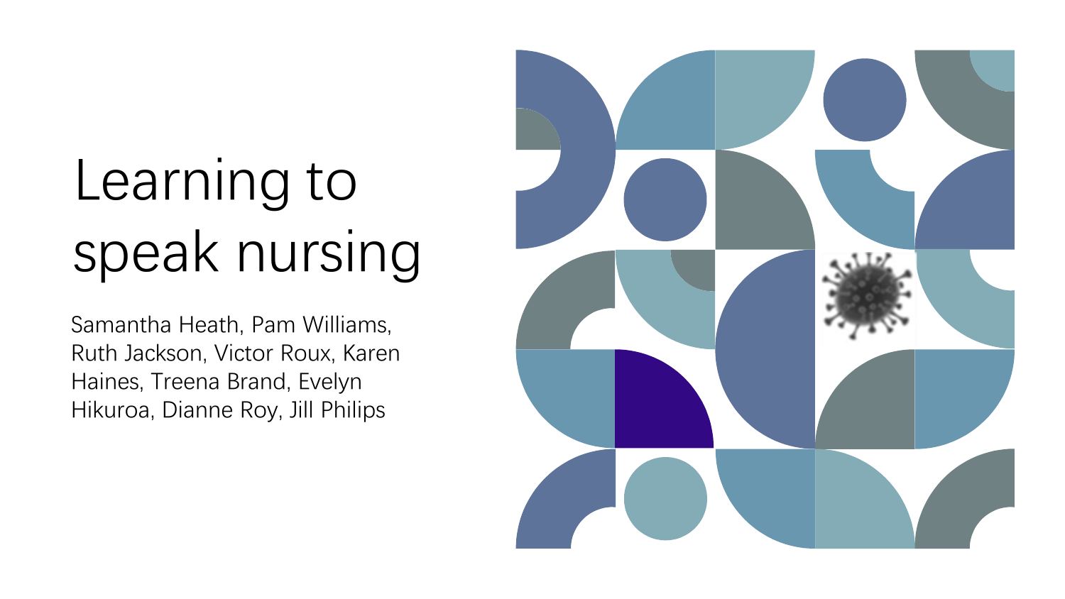# Learning to speak nursing

Samantha Heath, Pam Williams, Ruth Jackson, Victor Roux, Karen Haines, Treena Brand, Evelyn Hikuroa, Dianne Roy, Jill Philips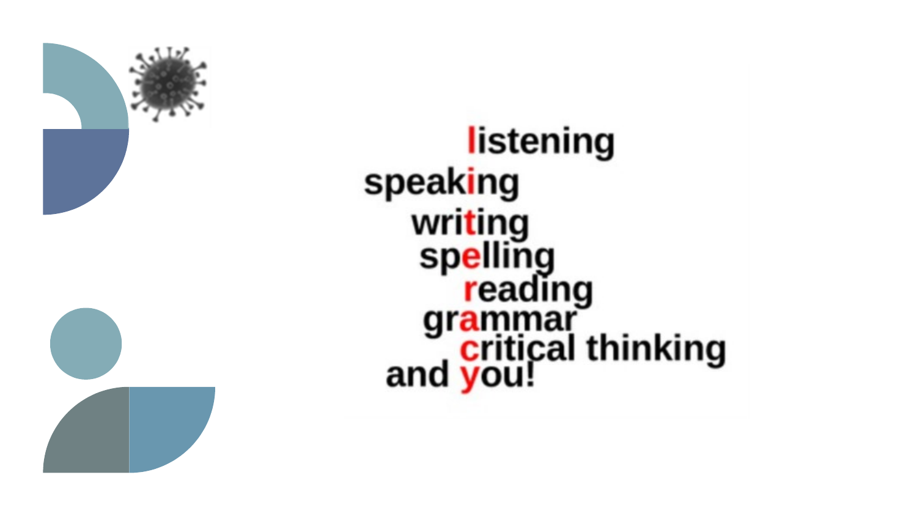listening
speaking
writing
spelling
reading
grammar
critical thinking
and you!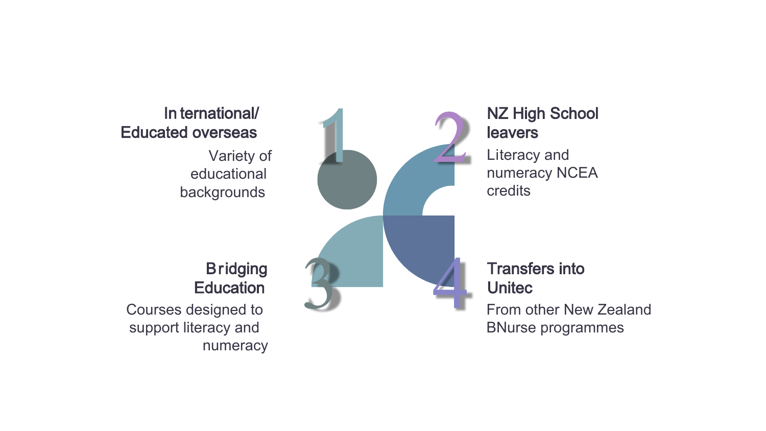## 1. International/ Educated overseas

Variety of educational backgrounds

## 2. NZ High School leavers

Literacy and numeracy NCEA credits

## 3. Bridging Education

Courses designed to support literacy and numeracy

## 4. Transfers into Unitec

From other New Zealand BNurse programmes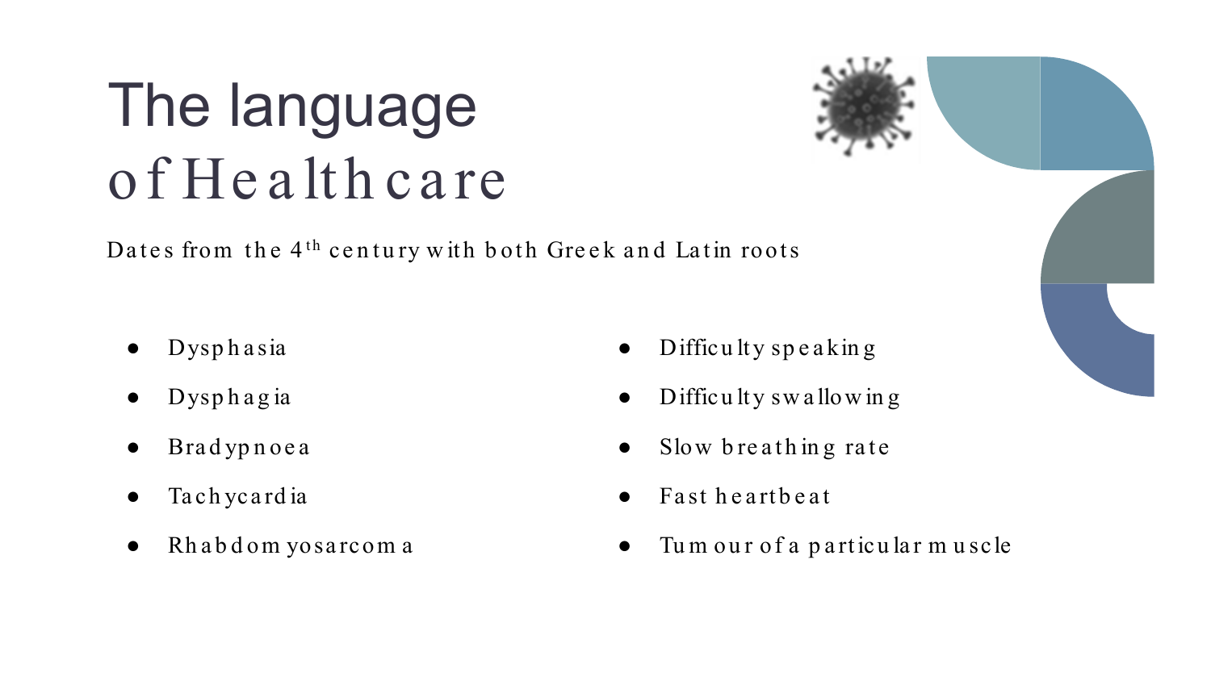# The language of Healthcare

Dates from the 4th century with both Greek and Latin roots

- Dysphasia
- Dysphagia
- Bradypnoea
- Tachycardia
- Rhabdomyosarcoma

- Difficulty speaking
- Difficulty swallowing
- Slow breathing rate
- Fast heartbeat
- Tumour of a particular muscle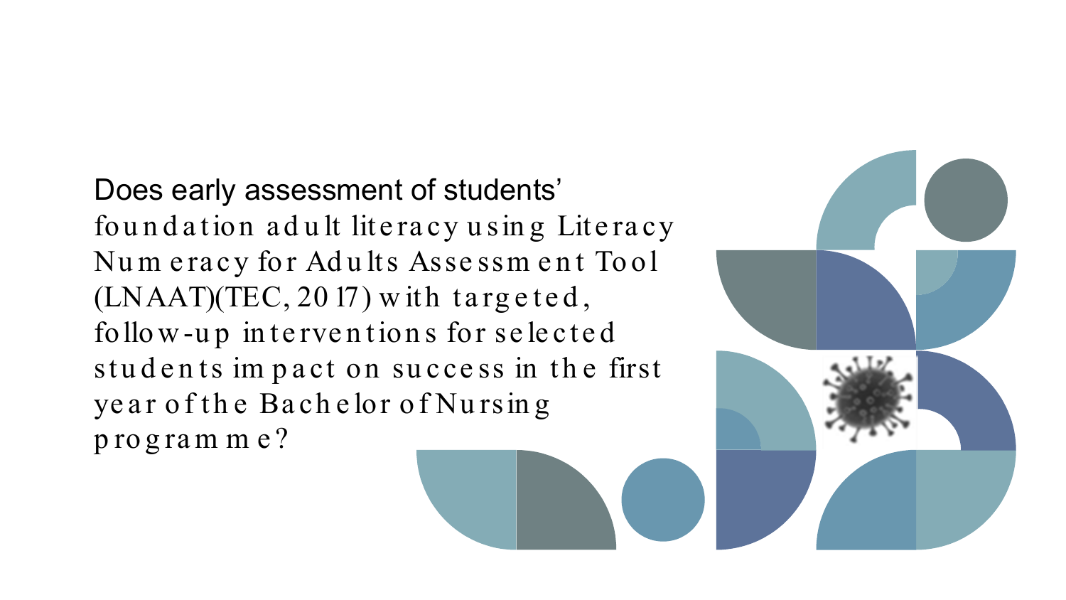Does early assessment of students' foundation adult literacy using Literacy Numeracy for Adults Assessment Tool (LNAAT)(TEC, 2017) with targeted, follow-up interventions for selected students impact on success in the first year of the Bachelor of Nursing programme?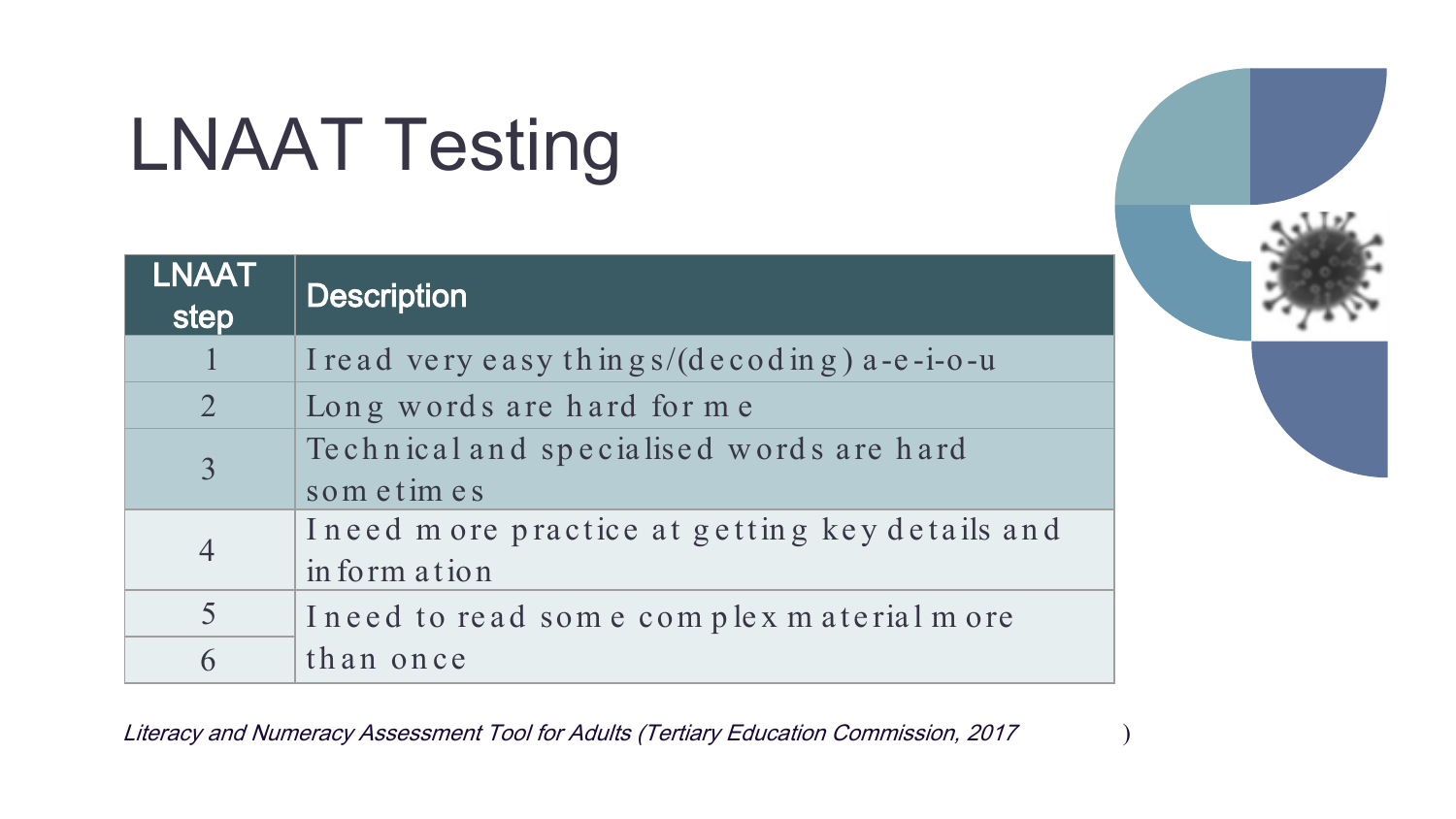# LNAAT Testing

| LNAAT step | Description |
| --- | --- |
| 1 | I read very easy things/(decoding) a-e-i-o-u |
| 2 | Long words are hard for me |
| 3 | Technical and specialised words are hard sometimes |
| 4 | I need more practice at getting key details and information |
| 5 | I need to read some complex material more than once |
| 6 | |

*Literacy and Numeracy Assessment Tool for Adults (Tertiary Education Commission, 2017* )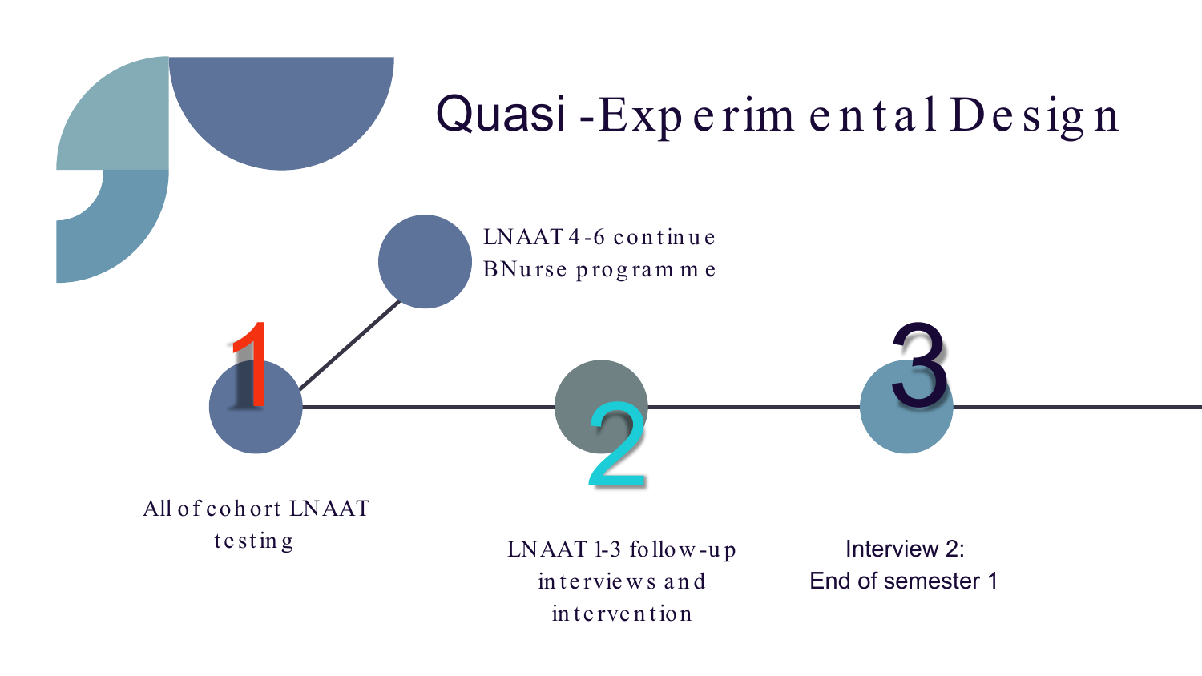# Quasi-Experimental Design

1. All of cohort LNAAT testing
   - LNAAT 4-6 continue BNurse programme
2. LNAAT 1-3 follow-up interviews and intervention
3. Interview 2: End of semester 1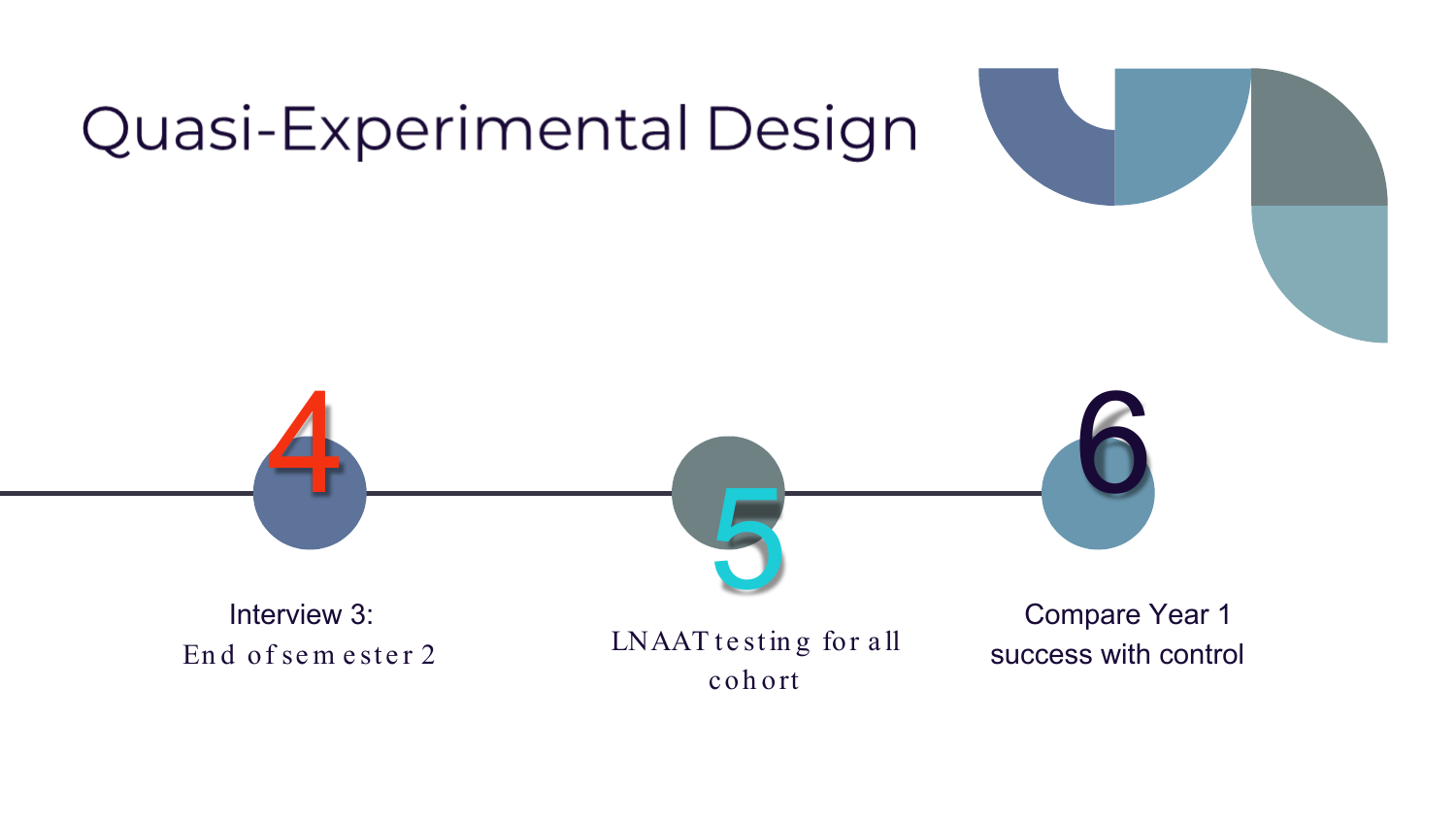# Quasi-Experimental Design

4

Interview 3:
End of semester 2

5

LNAAT testing for all cohort

6

Compare Year 1 success with control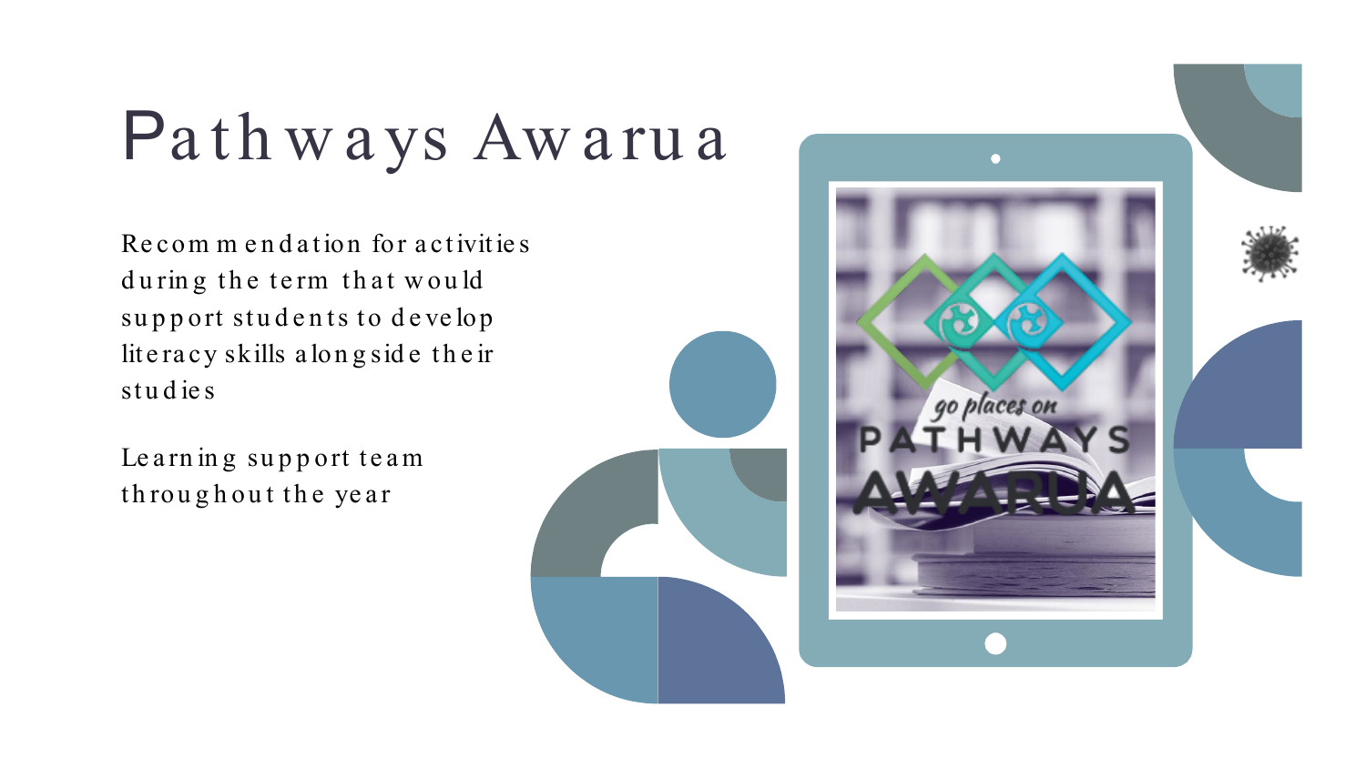# Pathways Awarua

Recommendation for activities during the term that would support students to develop literacy skills alongside their studies

Learning support team throughout the year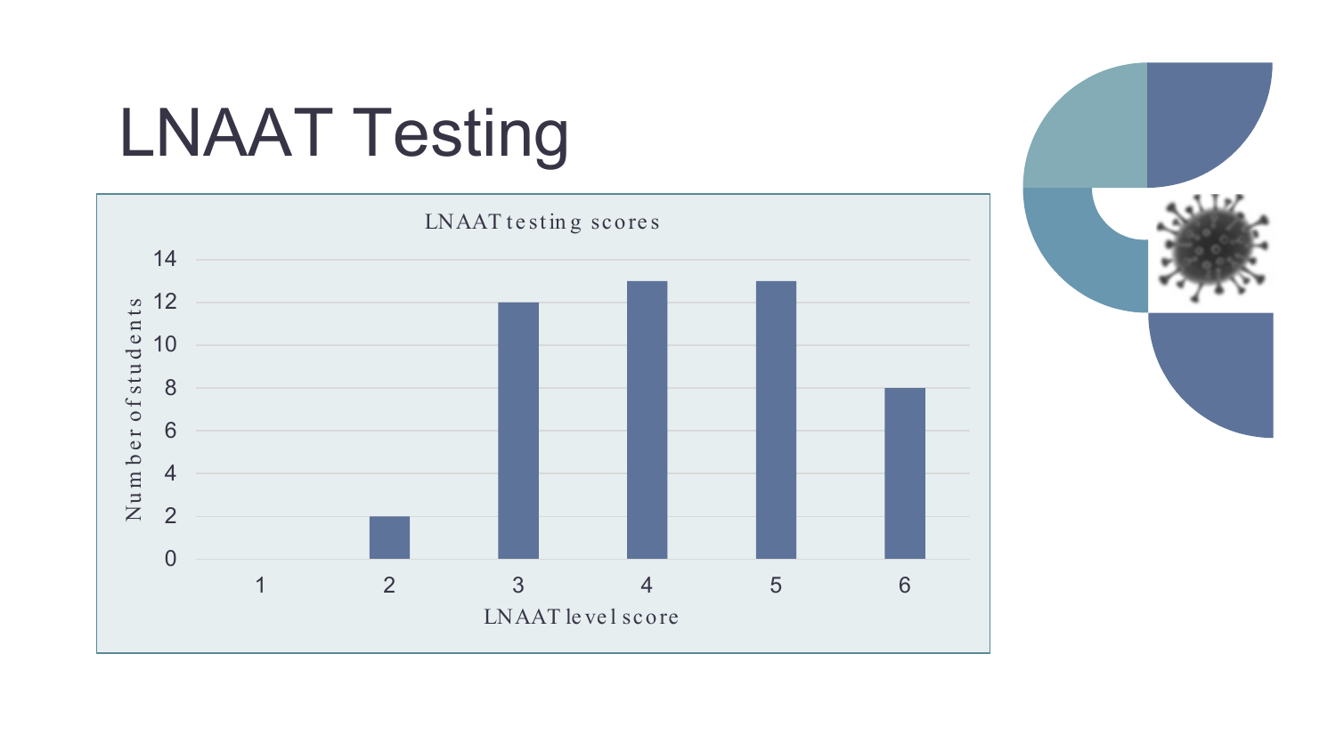# LNAAT Testing

LNAAT testing scores

| LNAAT level score | Number of students |
| --- | --- |
| 1 | 0 |
| 2 | 2 |
| 3 | 12 |
| 4 | 13 |
| 5 | 13 |
| 6 | 8 |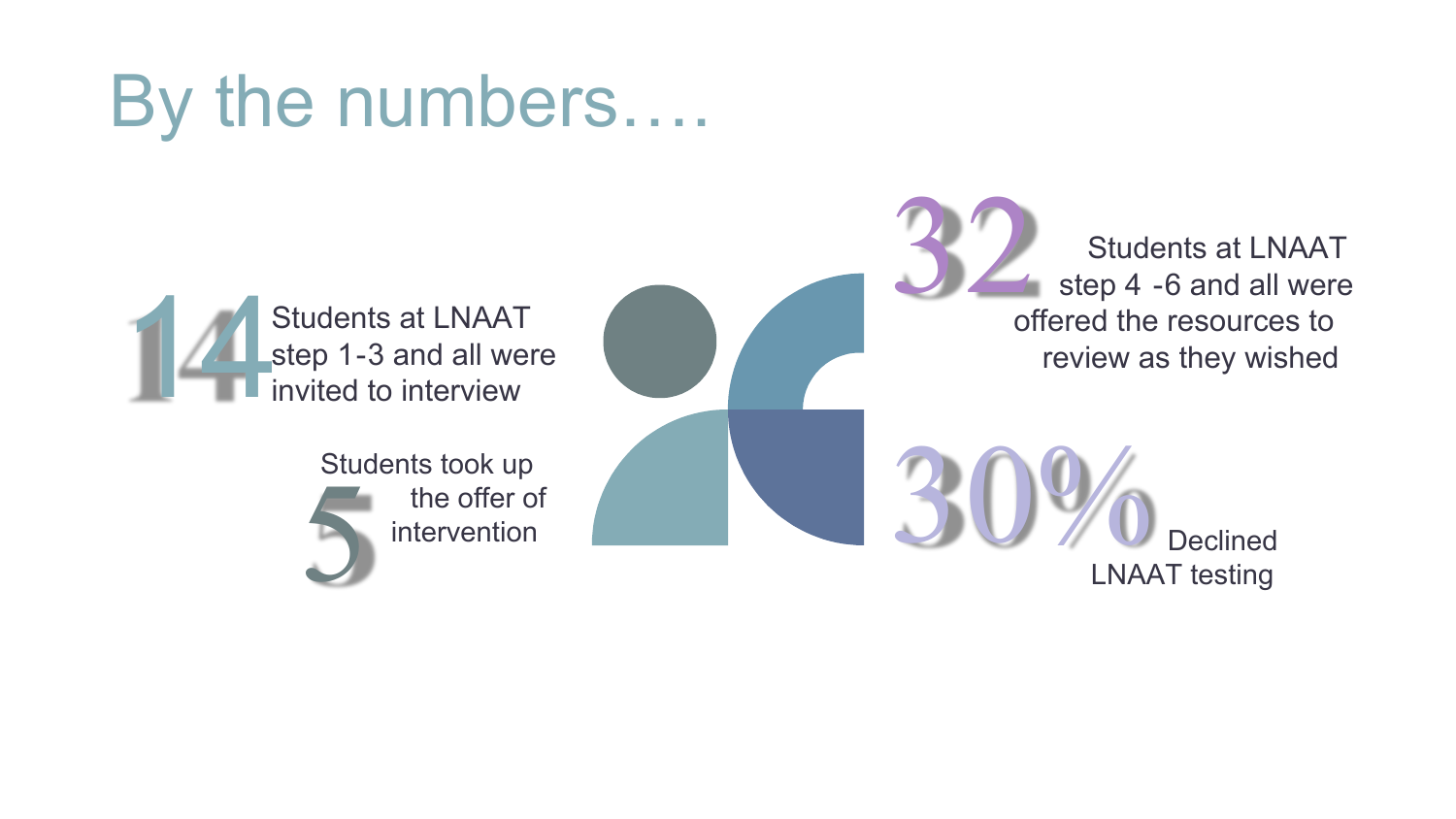# By the numbers….

**14** Students at LNAAT step 1-3 and all were invited to interview

**5** Students took up the offer of intervention

**32** Students at LNAAT step 4 -6 and all were offered the resources to review as they wished

**30%** Declined LNAAT testing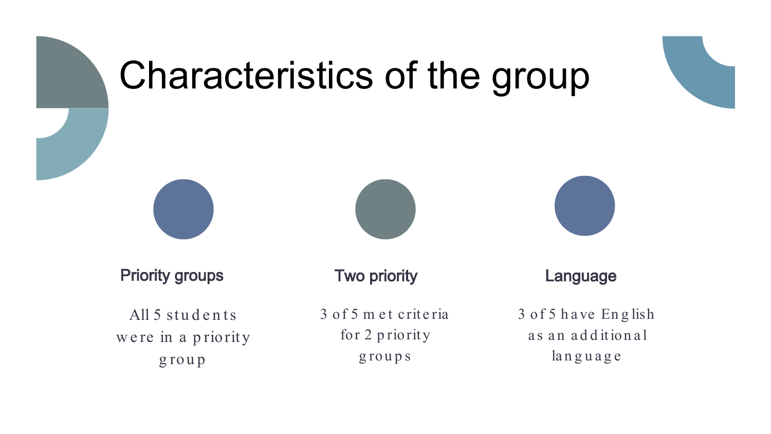# Characteristics of the group

### Priority groups

All 5 students were in a priority group

### Two priority

3 of 5 met criteria for 2 priority groups

### Language

3 of 5 have English as an additional language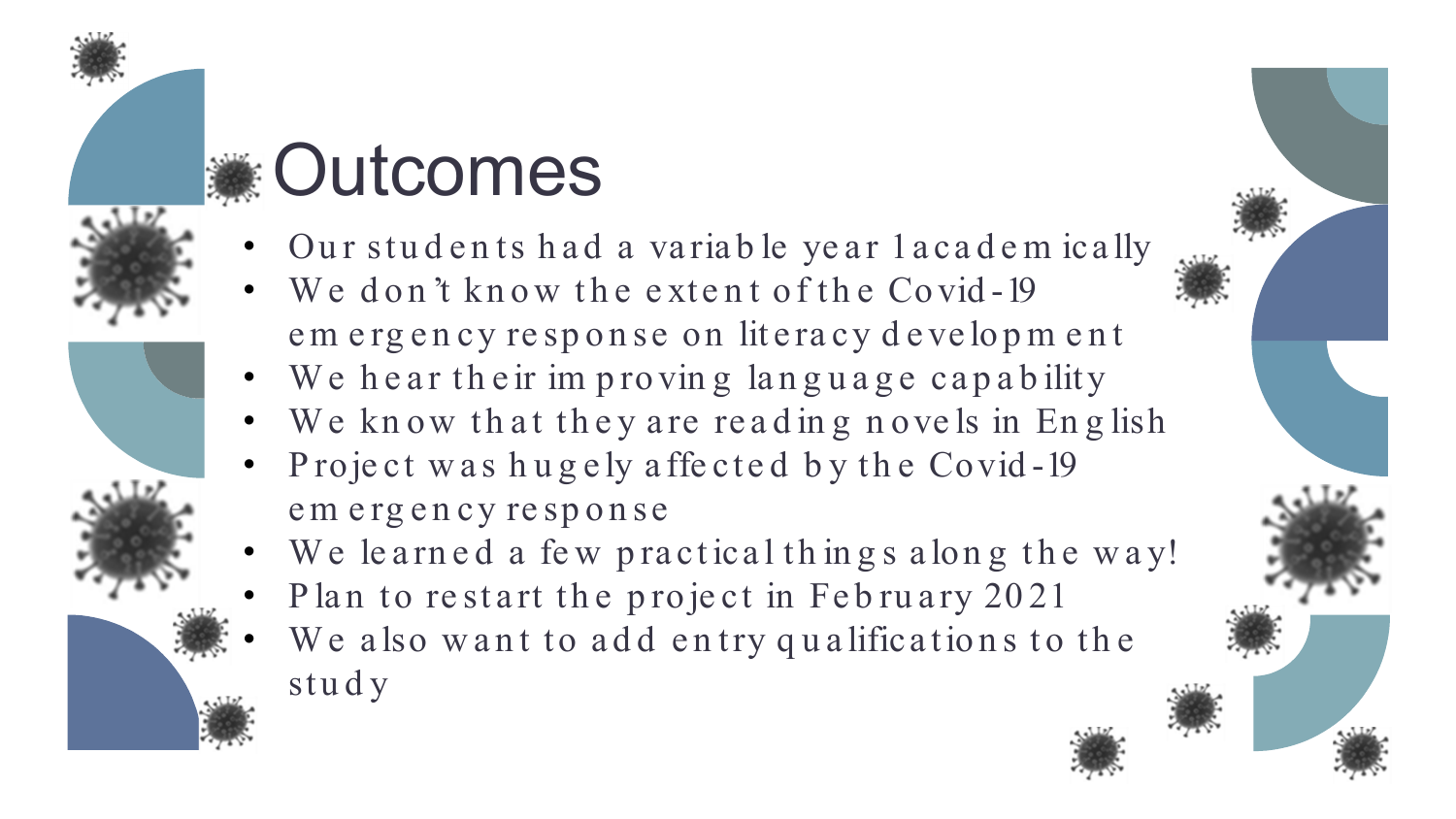# Outcomes

- Our students had a variable year 1 academically
- We don't know the extent of the Covid-19 emergency response on literacy development
- We hear their improving language capability
- We know that they are reading novels in English
- Project was hugely affected by the Covid-19 emergency response
- We learned a few practical things along the way!
- Plan to restart the project in February 2021
- We also want to add entry qualifications to the study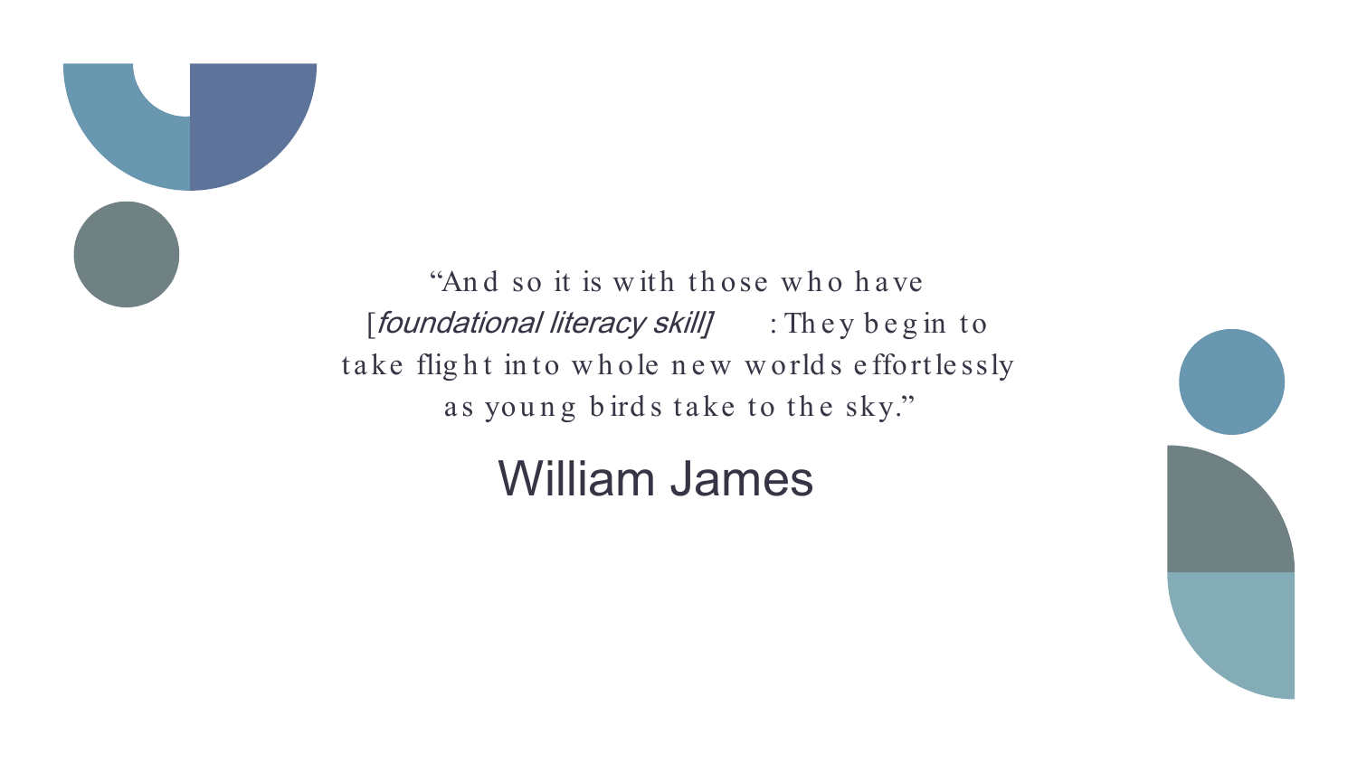"And so it is with those who have [*foundational literacy skill]*: They begin to take flight into whole new worlds effortlessly as young birds take to the sky."

William James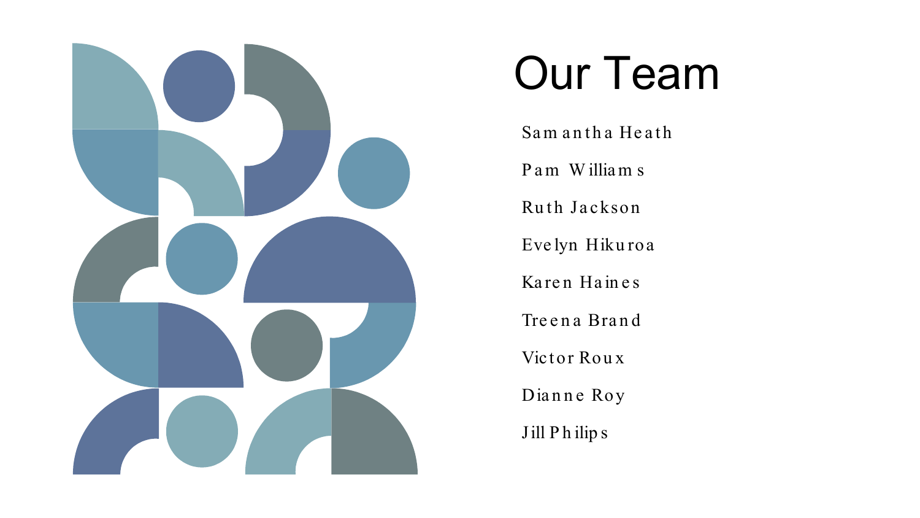# Our Team

Samantha Heath

Pam Williams

Ruth Jackson

Evelyn Hikuroa

Karen Haines

Treena Brand

Victor Roux

Dianne Roy

Jill Philips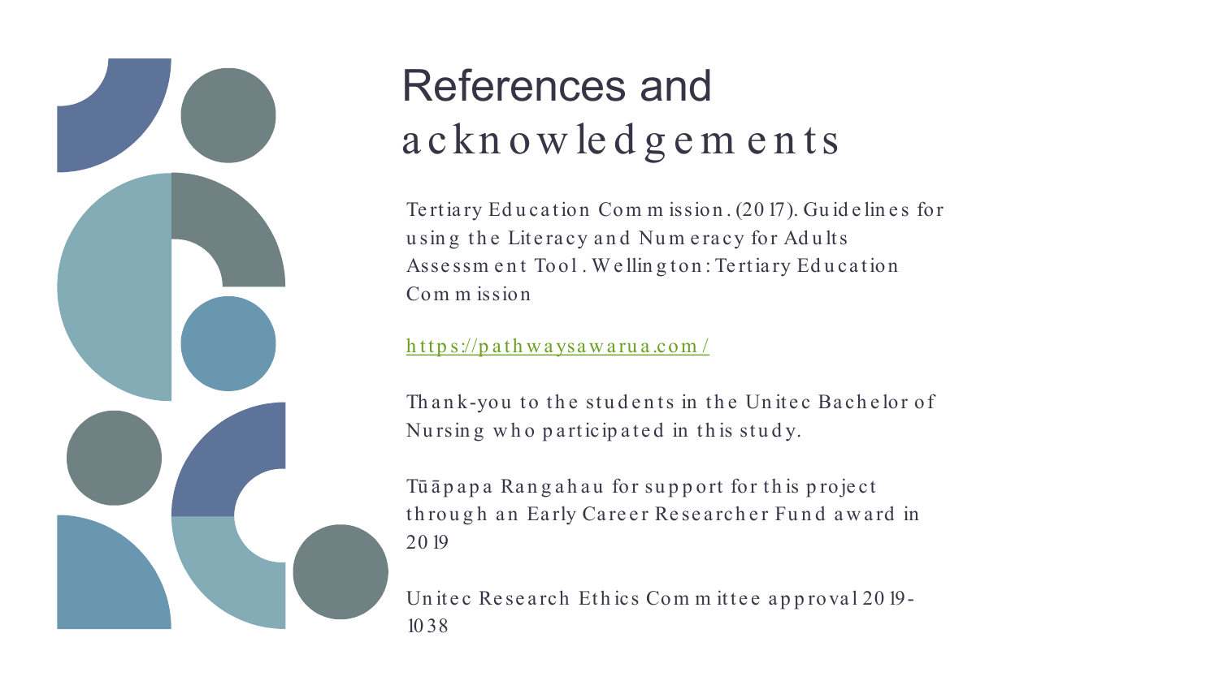# References and acknowledgements

Tertiary Education Commission. (2017). Guidelines for using the Literacy and Numeracy for Adults Assessment Tool. Wellington: Tertiary Education Commission

https://pathwaysawarua.com/

Thank-you to the students in the Unitec Bachelor of Nursing who participated in this study.

Tūāpapa Rangahau for support for this project through an Early Career Researcher Fund award in 2019

Unitec Research Ethics Committee approval 2019-1038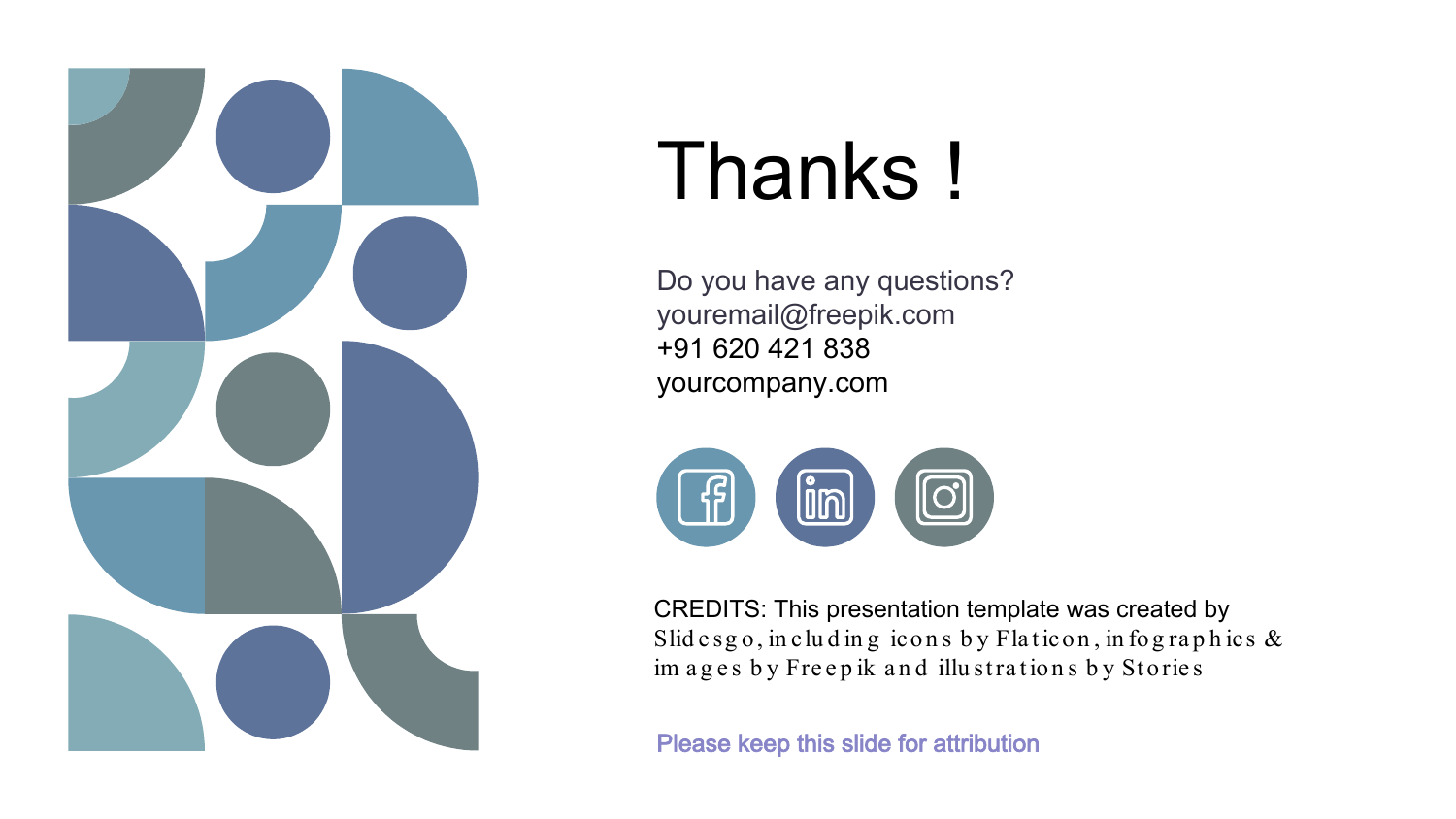# Thanks !

Do you have any questions?
youremail@freepik.com
+91 620 421 838
yourcompany.com

CREDITS: This presentation template was created by Slidesgo, including icons by Flaticon, infographics & images by Freepik and illustrations by Stories

Please keep this slide for attribution